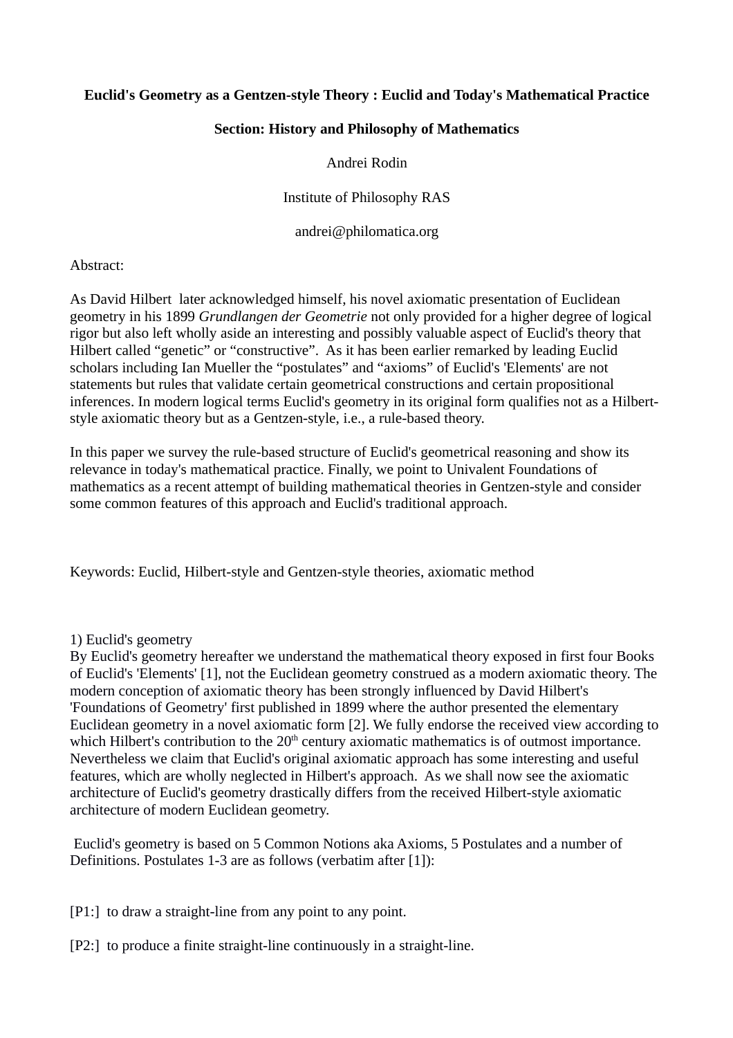**Euclid's Geometry as a Gentzen-style Theory : Euclid and Today's Mathematical Practice**

**Section: History and Philosophy of Mathematics**

Andrei Rodin

Institute of Philosophy RAS

andrei@philomatica.org

Abstract:

As David Hilbert later acknowledged himself, his novel axiomatic presentation of Euclidean geometry in his 1899 *Grundlangen der Geometrie* not only provided for a higher degree of logical rigor but also left wholly aside an interesting and possibly valuable aspect of Euclid's theory that Hilbert called "genetic" or "constructive". As it has been earlier remarked by leading Euclid scholars including Ian Mueller the "postulates" and "axioms" of Euclid's 'Elements' are not statements but rules that validate certain geometrical constructions and certain propositional inferences. In modern logical terms Euclid's geometry in its original form qualifies not as a Hilbert-style axiomatic theory but as a Gentzen-style, i.e., a rule-based theory.

In this paper we survey the rule-based structure of Euclid's geometrical reasoning and show its relevance in today's mathematical practice. Finally, we point to Univalent Foundations of mathematics as a recent attempt of building mathematical theories in Gentzen-style and consider some common features of this approach and Euclid's traditional approach.

Keywords: Euclid, Hilbert-style and Gentzen-style theories, axiomatic method

1) Euclid's geometry

By Euclid's geometry hereafter we understand the mathematical theory exposed in first four Books of Euclid's 'Elements' [1], not the Euclidean geometry construed as a modern axiomatic theory. The modern conception of axiomatic theory has been strongly influenced by David Hilbert's 'Foundations of Geometry' first published in 1899 where the author presented the elementary Euclidean geometry in a novel axiomatic form [2]. We fully endorse the received view according to which Hilbert's contribution to the 20th century axiomatic mathematics is of outmost importance. Nevertheless we claim that Euclid's original axiomatic approach has some interesting and useful features, which are wholly neglected in Hilbert's approach. As we shall now see the axiomatic architecture of Euclid's geometry drastically differs from the received Hilbert-style axiomatic architecture of modern Euclidean geometry.

Euclid's geometry is based on 5 Common Notions aka Axioms, 5 Postulates and a number of Definitions. Postulates 1-3 are as follows (verbatim after [1]):

[P1:] to draw a straight-line from any point to any point.

[P2:] to produce a finite straight-line continuously in a straight-line.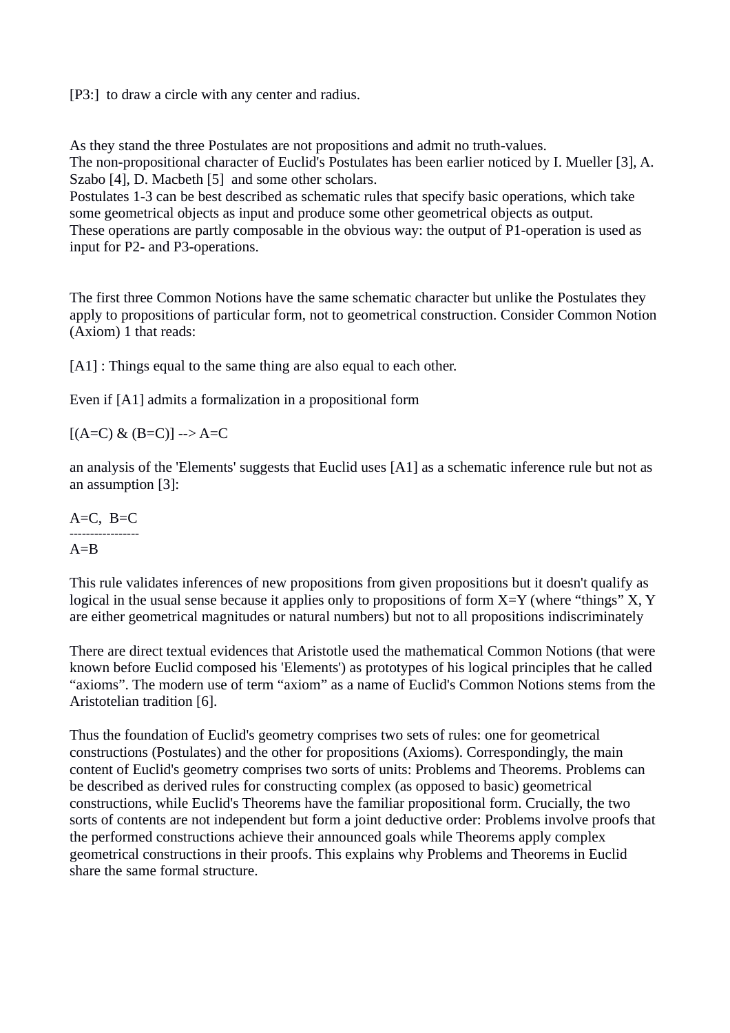[P3:] to draw a circle with any center and radius.

As they stand the three Postulates are not propositions and admit no truth-values.
The non-propositional character of Euclid's Postulates has been earlier noticed by I. Mueller [3], A. Szabo [4], D. Macbeth [5] and some other scholars.
Postulates 1-3 can be best described as schematic rules that specify basic operations, which take some geometrical objects as input and produce some other geometrical objects as output.
These operations are partly composable in the obvious way: the output of P1-operation is used as input for P2- and P3-operations.

The first three Common Notions have the same schematic character but unlike the Postulates they apply to propositions of particular form, not to geometrical construction. Consider Common Notion (Axiom) 1 that reads:

[A1] : Things equal to the same thing are also equal to each other.

Even if [A1] admits a formalization in a propositional form

$[(A=C) \& (B=C)] \rightarrow A=C$

an analysis of the 'Elements' suggests that Euclid uses [A1] as a schematic inference rule but not as an assumption [3]:

$$\frac{A=C, \; B=C}{A=B}$$

This rule validates inferences of new propositions from given propositions but it doesn't qualify as logical in the usual sense because it applies only to propositions of form X=Y (where “things” X, Y are either geometrical magnitudes or natural numbers) but not to all propositions indiscriminately

There are direct textual evidences that Aristotle used the mathematical Common Notions (that were known before Euclid composed his 'Elements') as prototypes of his logical principles that he called “axioms”. The modern use of term “axiom” as a name of Euclid's Common Notions stems from the Aristotelian tradition [6].

Thus the foundation of Euclid's geometry comprises two sets of rules: one for geometrical constructions (Postulates) and the other for propositions (Axioms). Correspondingly, the main content of Euclid's geometry comprises two sorts of units: Problems and Theorems. Problems can be described as derived rules for constructing complex (as opposed to basic) geometrical constructions, while Euclid's Theorems have the familiar propositional form. Crucially, the two sorts of contents are not independent but form a joint deductive order: Problems involve proofs that the performed constructions achieve their announced goals while Theorems apply complex geometrical constructions in their proofs. This explains why Problems and Theorems in Euclid share the same formal structure.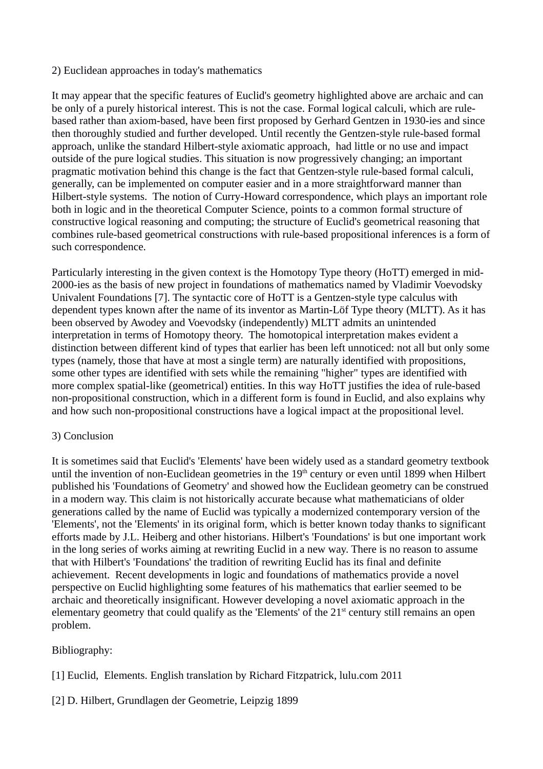## 2) Euclidean approaches in today's mathematics

It may appear that the specific features of Euclid's geometry highlighted above are archaic and can be only of a purely historical interest. This is not the case. Formal logical calculi, which are rule-based rather than axiom-based, have been first proposed by Gerhard Gentzen in 1930-ies and since then thoroughly studied and further developed. Until recently the Gentzen-style rule-based formal approach, unlike the standard Hilbert-style axiomatic approach, had little or no use and impact outside of the pure logical studies. This situation is now progressively changing; an important pragmatic motivation behind this change is the fact that Gentzen-style rule-based formal calculi, generally, can be implemented on computer easier and in a more straightforward manner than Hilbert-style systems. The notion of Curry-Howard correspondence, which plays an important role both in logic and in the theoretical Computer Science, points to a common formal structure of constructive logical reasoning and computing; the structure of Euclid's geometrical reasoning that combines rule-based geometrical constructions with rule-based propositional inferences is a form of such correspondence.

Particularly interesting in the given context is the Homotopy Type theory (HoTT) emerged in mid-2000-ies as the basis of new project in foundations of mathematics named by Vladimir Voevodsky Univalent Foundations [7]. The syntactic core of HoTT is a Gentzen-style type calculus with dependent types known after the name of its inventor as Martin-Löf Type theory (MLTT). As it has been observed by Awodey and Voevodsky (independently) MLTT admits an unintended interpretation in terms of Homotopy theory. The homotopical interpretation makes evident a distinction between different kind of types that earlier has been left unnoticed: not all but only some types (namely, those that have at most a single term) are naturally identified with propositions, some other types are identified with sets while the remaining "higher" types are identified with more complex spatial-like (geometrical) entities. In this way HoTT justifies the idea of rule-based non-propositional construction, which in a different form is found in Euclid, and also explains why and how such non-propositional constructions have a logical impact at the propositional level.

## 3) Conclusion

It is sometimes said that Euclid's 'Elements' have been widely used as a standard geometry textbook until the invention of non-Euclidean geometries in the 19th century or even until 1899 when Hilbert published his 'Foundations of Geometry' and showed how the Euclidean geometry can be construed in a modern way. This claim is not historically accurate because what mathematicians of older generations called by the name of Euclid was typically a modernized contemporary version of the 'Elements', not the 'Elements' in its original form, which is better known today thanks to significant efforts made by J.L. Heiberg and other historians. Hilbert's 'Foundations' is but one important work in the long series of works aiming at rewriting Euclid in a new way. There is no reason to assume that with Hilbert's 'Foundations' the tradition of rewriting Euclid has its final and definite achievement. Recent developments in logic and foundations of mathematics provide a novel perspective on Euclid highlighting some features of his mathematics that earlier seemed to be archaic and theoretically insignificant. However developing a novel axiomatic approach in the elementary geometry that could qualify as the 'Elements' of the 21st century still remains an open problem.

Bibliography:

[1] Euclid, Elements. English translation by Richard Fitzpatrick, lulu.com 2011

[2] D. Hilbert, Grundlagen der Geometrie, Leipzig 1899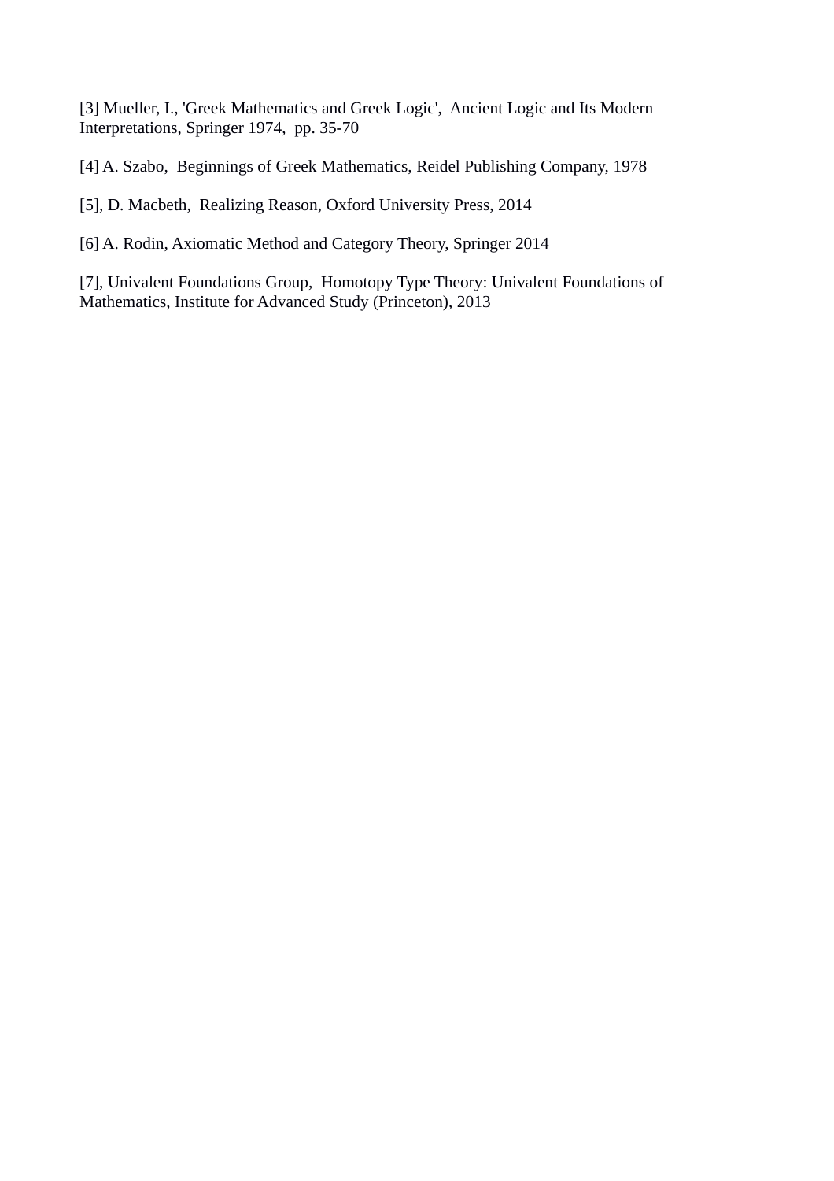[3] Mueller, I., 'Greek Mathematics and Greek Logic', Ancient Logic and Its Modern Interpretations, Springer 1974, pp. 35-70

[4] A. Szabo, Beginnings of Greek Mathematics, Reidel Publishing Company, 1978

[5], D. Macbeth, Realizing Reason, Oxford University Press, 2014

[6] A. Rodin, Axiomatic Method and Category Theory, Springer 2014

[7], Univalent Foundations Group, Homotopy Type Theory: Univalent Foundations of Mathematics, Institute for Advanced Study (Princeton), 2013